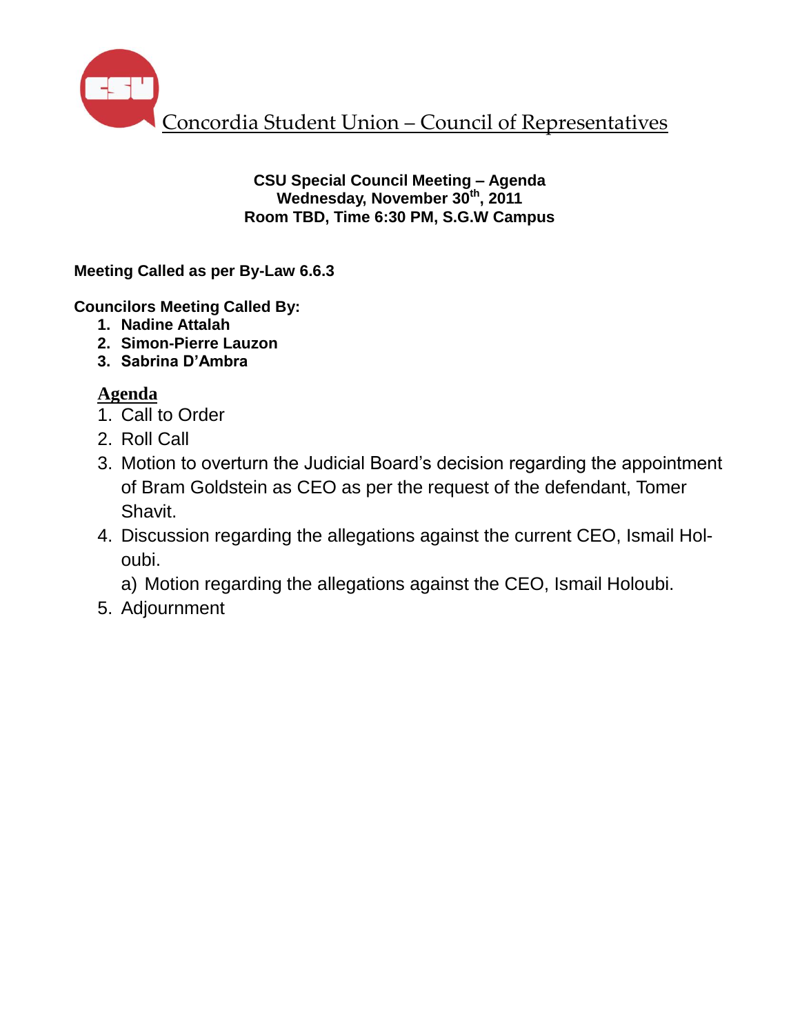# Concordia Student Union – Council of Representatives

**CSU Special Council Meeting – Agenda**
**Wednesday, November 30th, 2011**
**Room TBD, Time 6:30 PM, S.G.W Campus**

**Meeting Called as per By-Law 6.6.3**

**Councilors Meeting Called By:**

1. **Nadine Attalah**
2. **Simon-Pierre Lauzon**
3. **Sabrina D'Ambra**

## Agenda

1. Call to Order
2. Roll Call
3. Motion to overturn the Judicial Board's decision regarding the appointment of Bram Goldstein as CEO as per the request of the defendant, Tomer Shavit.
4. Discussion regarding the allegations against the current CEO, Ismail Holoubi.
   a) Motion regarding the allegations against the CEO, Ismail Holoubi.
5. Adjournment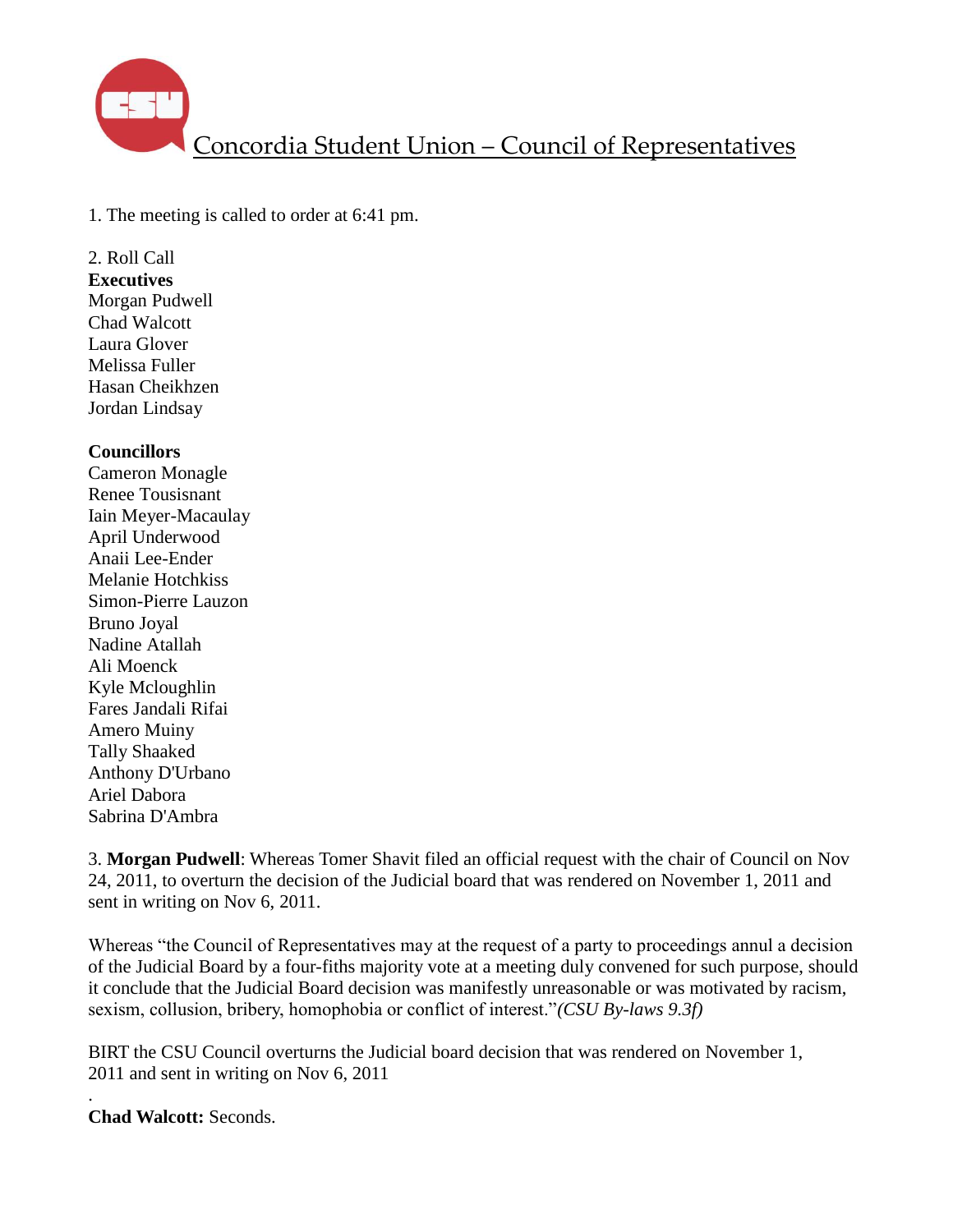# Concordia Student Union – Council of Representatives

1. The meeting is called to order at 6:41 pm.

2. Roll Call

**Executives**
Morgan Pudwell
Chad Walcott
Laura Glover
Melissa Fuller
Hasan Cheikhzen
Jordan Lindsay

**Councillors**
Cameron Monagle
Renee Tousisnant
Iain Meyer-Macaulay
April Underwood
Anaii Lee-Ender
Melanie Hotchkiss
Simon-Pierre Lauzon
Bruno Joyal
Nadine Atallah
Ali Moenck
Kyle Mcloughlin
Fares Jandali Rifai
Amero Muiny
Tally Shaaked
Anthony D'Urbano
Ariel Dabora
Sabrina D'Ambra

3. **Morgan Pudwell**: Whereas Tomer Shavit filed an official request with the chair of Council on Nov 24, 2011, to overturn the decision of the Judicial board that was rendered on November 1, 2011 and sent in writing on Nov 6, 2011.

Whereas "the Council of Representatives may at the request of a party to proceedings annul a decision of the Judicial Board by a four-fiths majority vote at a meeting duly convened for such purpose, should it conclude that the Judicial Board decision was manifestly unreasonable or was motivated by racism, sexism, collusion, bribery, homophobia or conflict of interest."*(CSU By-laws 9.3f)*

BIRT the CSU Council overturns the Judicial board decision that was rendered on November 1, 2011 and sent in writing on Nov 6, 2011

.
**Chad Walcott:** Seconds.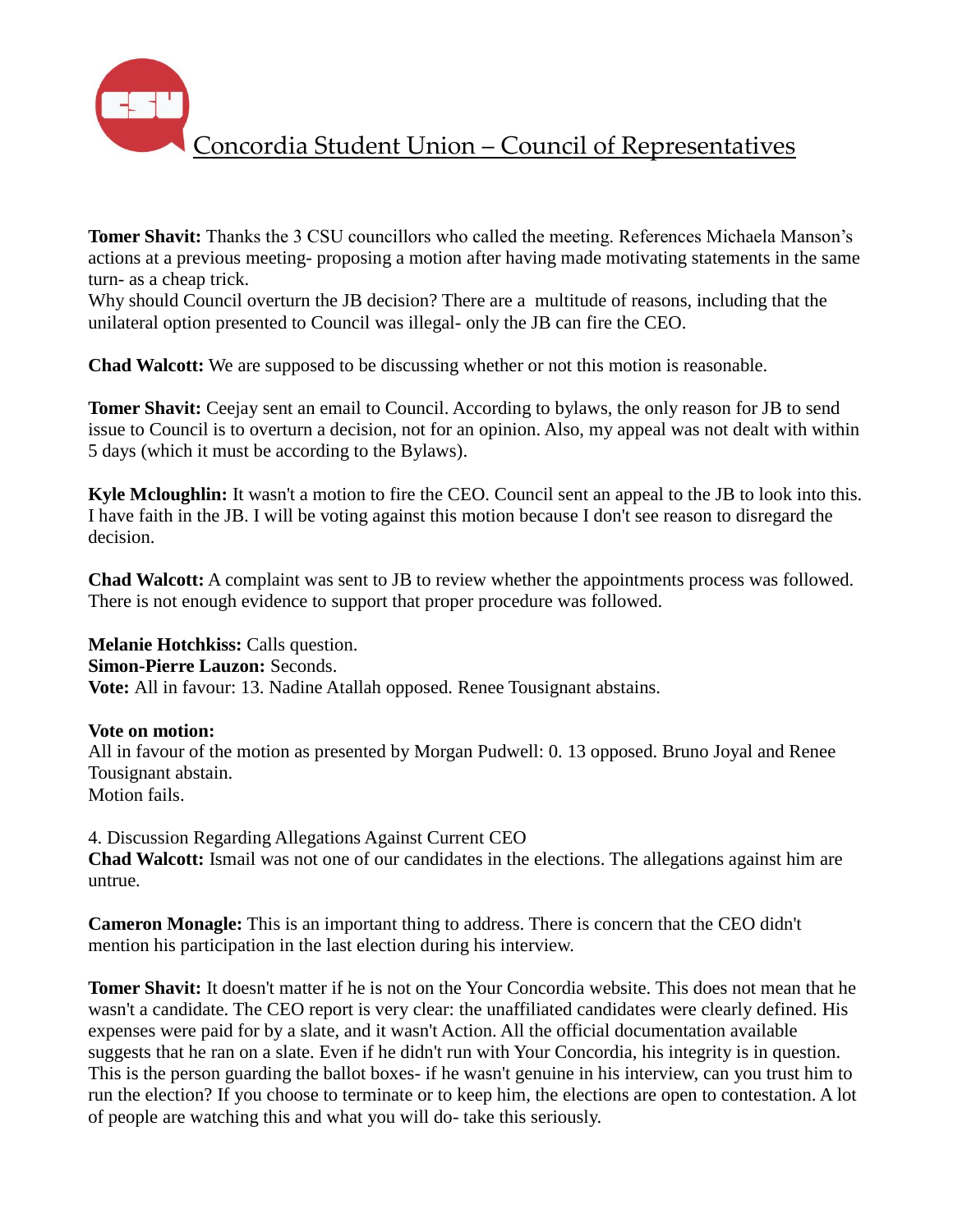Concordia Student Union – Council of Representatives

**Tomer Shavit:** Thanks the 3 CSU councillors who called the meeting. References Michaela Manson's actions at a previous meeting- proposing a motion after having made motivating statements in the same turn- as a cheap trick.
Why should Council overturn the JB decision? There are a multitude of reasons, including that the unilateral option presented to Council was illegal- only the JB can fire the CEO.

**Chad Walcott:** We are supposed to be discussing whether or not this motion is reasonable.

**Tomer Shavit:** Ceejay sent an email to Council. According to bylaws, the only reason for JB to send issue to Council is to overturn a decision, not for an opinion. Also, my appeal was not dealt with within 5 days (which it must be according to the Bylaws).

**Kyle Mcloughlin:** It wasn't a motion to fire the CEO. Council sent an appeal to the JB to look into this. I have faith in the JB. I will be voting against this motion because I don't see reason to disregard the decision.

**Chad Walcott:** A complaint was sent to JB to review whether the appointments process was followed. There is not enough evidence to support that proper procedure was followed.

**Melanie Hotchkiss:** Calls question.
**Simon-Pierre Lauzon:** Seconds.
**Vote:** All in favour: 13. Nadine Atallah opposed. Renee Tousignant abstains.

**Vote on motion:**
All in favour of the motion as presented by Morgan Pudwell: 0. 13 opposed. Bruno Joyal and Renee Tousignant abstain.
Motion fails.

4. Discussion Regarding Allegations Against Current CEO
**Chad Walcott:** Ismail was not one of our candidates in the elections. The allegations against him are untrue.

**Cameron Monagle:** This is an important thing to address. There is concern that the CEO didn't mention his participation in the last election during his interview.

**Tomer Shavit:** It doesn't matter if he is not on the Your Concordia website. This does not mean that he wasn't a candidate. The CEO report is very clear: the unaffiliated candidates were clearly defined. His expenses were paid for by a slate, and it wasn't Action. All the official documentation available suggests that he ran on a slate. Even if he didn't run with Your Concordia, his integrity is in question. This is the person guarding the ballot boxes- if he wasn't genuine in his interview, can you trust him to run the election? If you choose to terminate or to keep him, the elections are open to contestation. A lot of people are watching this and what you will do- take this seriously.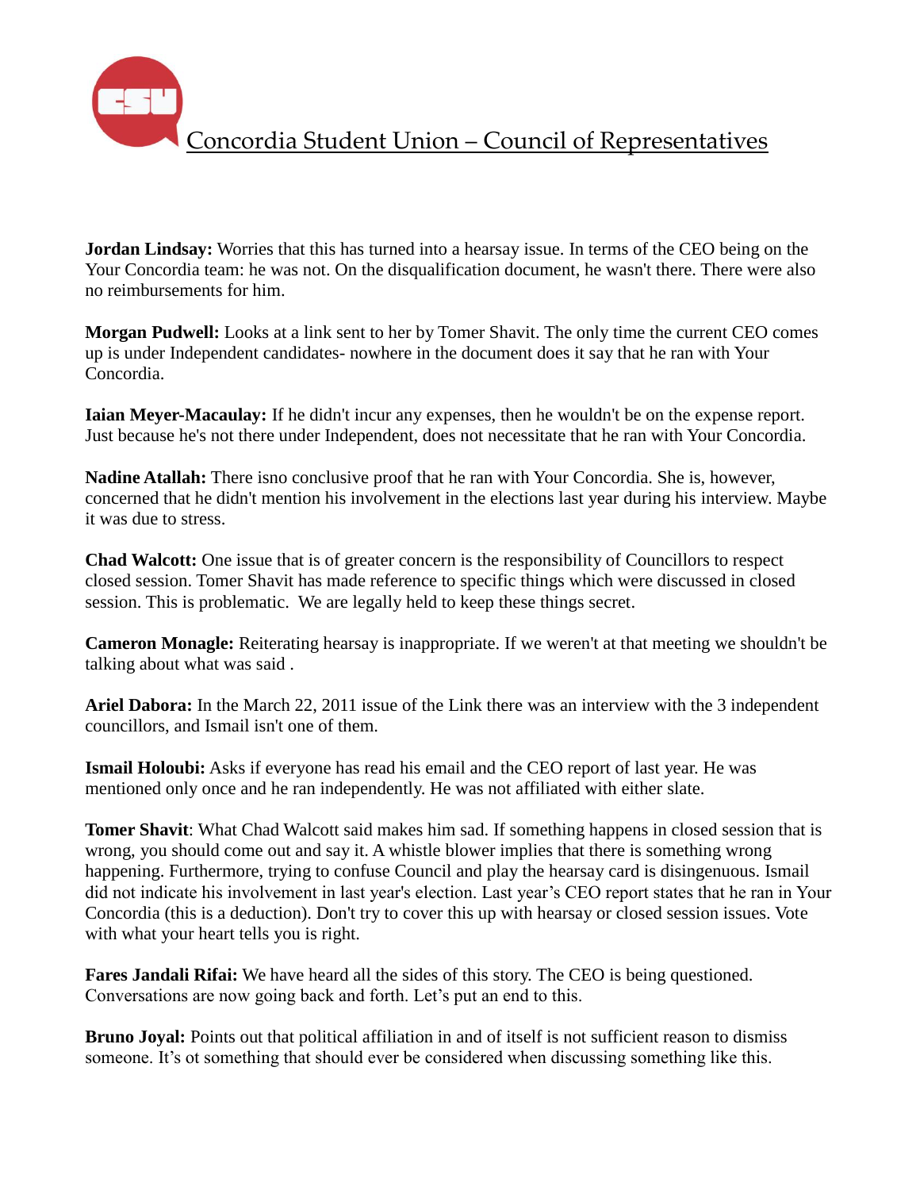**Jordan Lindsay:** Worries that this has turned into a hearsay issue. In terms of the CEO being on the Your Concordia team: he was not. On the disqualification document, he wasn't there. There were also no reimbursements for him.

**Morgan Pudwell:** Looks at a link sent to her by Tomer Shavit. The only time the current CEO comes up is under Independent candidates- nowhere in the document does it say that he ran with Your Concordia.

**Iaian Meyer-Macaulay:** If he didn't incur any expenses, then he wouldn't be on the expense report. Just because he's not there under Independent, does not necessitate that he ran with Your Concordia.

**Nadine Atallah:** There isno conclusive proof that he ran with Your Concordia. She is, however, concerned that he didn't mention his involvement in the elections last year during his interview. Maybe it was due to stress.

**Chad Walcott:** One issue that is of greater concern is the responsibility of Councillors to respect closed session. Tomer Shavit has made reference to specific things which were discussed in closed session. This is problematic. We are legally held to keep these things secret.

**Cameron Monagle:** Reiterating hearsay is inappropriate. If we weren't at that meeting we shouldn't be talking about what was said .

**Ariel Dabora:** In the March 22, 2011 issue of the Link there was an interview with the 3 independent councillors, and Ismail isn't one of them.

**Ismail Holoubi:** Asks if everyone has read his email and the CEO report of last year. He was mentioned only once and he ran independently. He was not affiliated with either slate.

**Tomer Shavit**: What Chad Walcott said makes him sad. If something happens in closed session that is wrong, you should come out and say it. A whistle blower implies that there is something wrong happening. Furthermore, trying to confuse Council and play the hearsay card is disingenuous. Ismail did not indicate his involvement in last year's election. Last year's CEO report states that he ran in Your Concordia (this is a deduction). Don't try to cover this up with hearsay or closed session issues. Vote with what your heart tells you is right.

**Fares Jandali Rifai:** We have heard all the sides of this story. The CEO is being questioned. Conversations are now going back and forth. Let's put an end to this.

**Bruno Joyal:** Points out that political affiliation in and of itself is not sufficient reason to dismiss someone. It's ot something that should ever be considered when discussing something like this.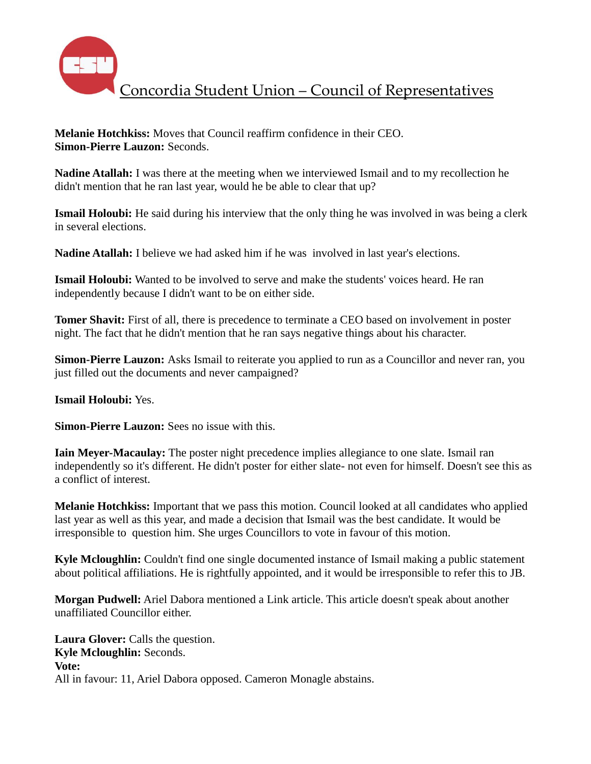**Melanie Hotchkiss:** Moves that Council reaffirm confidence in their CEO.
**Simon-Pierre Lauzon:** Seconds.

**Nadine Atallah:** I was there at the meeting when we interviewed Ismail and to my recollection he didn't mention that he ran last year, would he be able to clear that up?

**Ismail Holoubi:** He said during his interview that the only thing he was involved in was being a clerk in several elections.

**Nadine Atallah:** I believe we had asked him if he was involved in last year's elections.

**Ismail Holoubi:** Wanted to be involved to serve and make the students' voices heard. He ran independently because I didn't want to be on either side.

**Tomer Shavit:** First of all, there is precedence to terminate a CEO based on involvement in poster night. The fact that he didn't mention that he ran says negative things about his character.

**Simon-Pierre Lauzon:** Asks Ismail to reiterate you applied to run as a Councillor and never ran, you just filled out the documents and never campaigned?

**Ismail Holoubi:** Yes.

**Simon-Pierre Lauzon:** Sees no issue with this.

**Iain Meyer-Macaulay:** The poster night precedence implies allegiance to one slate. Ismail ran independently so it's different. He didn't poster for either slate- not even for himself. Doesn't see this as a conflict of interest.

**Melanie Hotchkiss:** Important that we pass this motion. Council looked at all candidates who applied last year as well as this year, and made a decision that Ismail was the best candidate. It would be irresponsible to question him. She urges Councillors to vote in favour of this motion.

**Kyle Mcloughlin:** Couldn't find one single documented instance of Ismail making a public statement about political affiliations. He is rightfully appointed, and it would be irresponsible to refer this to JB.

**Morgan Pudwell:** Ariel Dabora mentioned a Link article. This article doesn't speak about another unaffiliated Councillor either.

**Laura Glover:** Calls the question.
**Kyle Mcloughlin:** Seconds.
**Vote:**
All in favour: 11, Ariel Dabora opposed. Cameron Monagle abstains.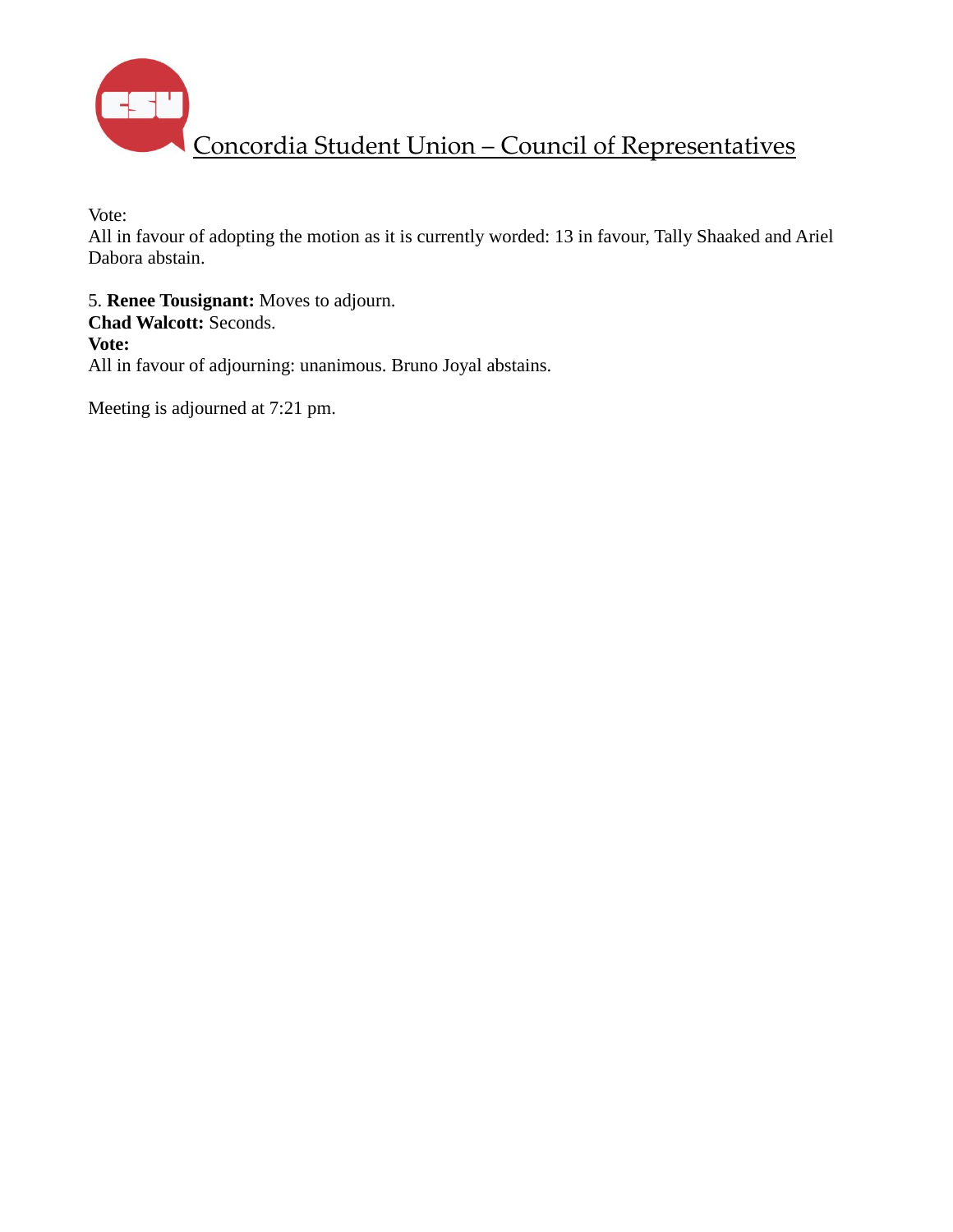Vote:
All in favour of adopting the motion as it is currently worded: 13 in favour, Tally Shaaked and Ariel Dabora abstain.

5. **Renee Tousignant:** Moves to adjourn.
**Chad Walcott:** Seconds.
**Vote:**
All in favour of adjourning: unanimous. Bruno Joyal abstains.

Meeting is adjourned at 7:21 pm.